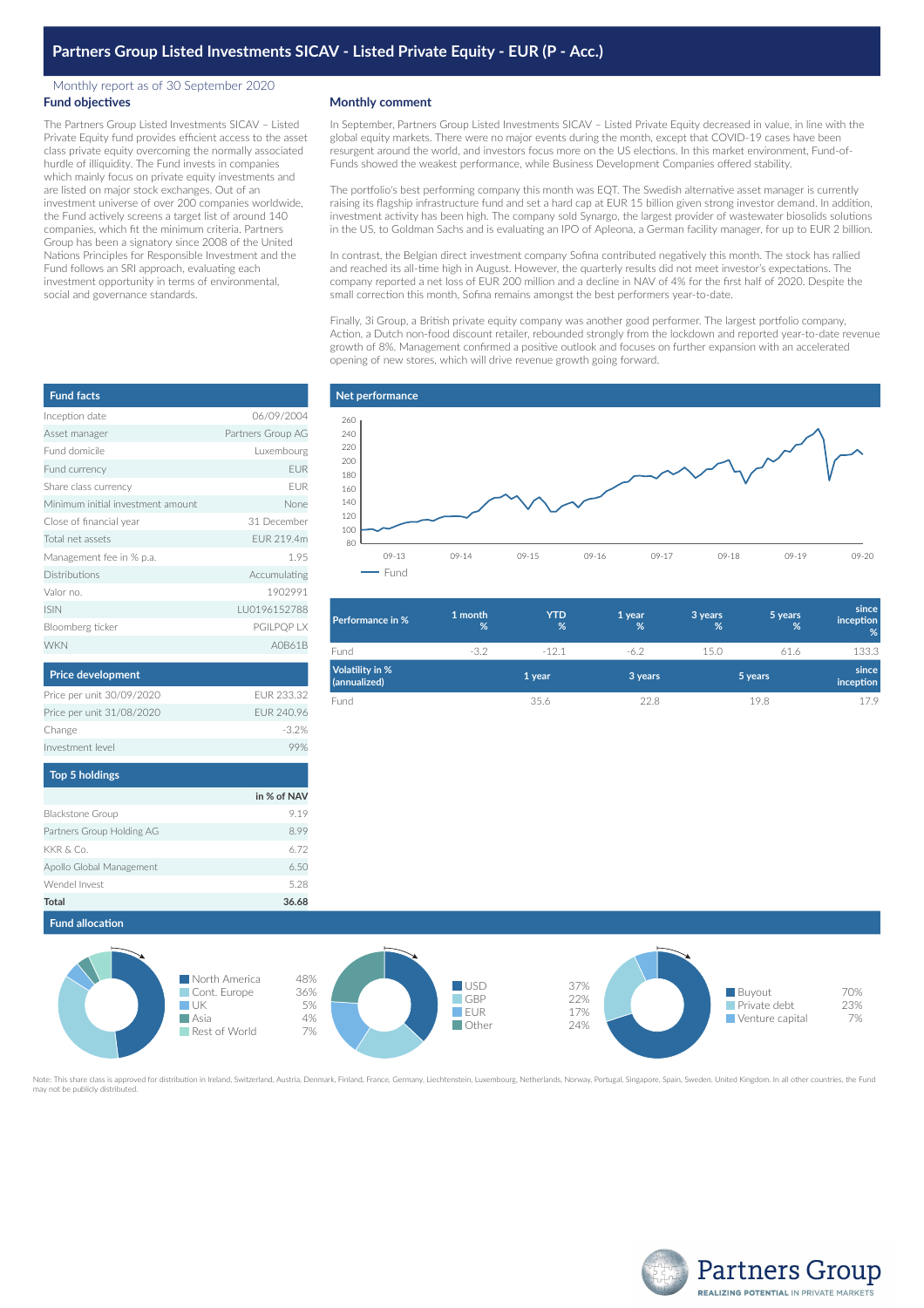# Partners Group Listed Investments SICAV - Listed Private Equity - EUR (P - Acc.)

Monthly report as of 30 September 2020

## Fund objectives

The Partners Group Listed Investments SICAV – Listed Private Equity fund provides efficient access to the asset class private equity overcoming the normally associated hurdle of illiquidity. The Fund invests in companies which mainly focus on private equity investments and are listed on major stock exchanges. Out of an investment universe of over 200 companies worldwide, the Fund actively screens a target list of around 140 companies, which fit the minimum criteria. Partners Group has been a signatory since 2008 of the United Nations Principles for Responsible Investment and the Fund follows an SRI approach, evaluating each investment opportunity in terms of environmental, social and governance standards.

## Monthly comment

In September, Partners Group Listed Investments SICAV – Listed Private Equity decreased in value, in line with the global equity markets. There were no major events during the month, except that COVID-19 cases have been resurgent around the world, and investors focus more on the US elections. In this market environment, Fund-of-Funds showed the weakest performance, while Business Development Companies offered stability.

The portfolio's best performing company this month was EQT. The Swedish alternative asset manager is currently raising its flagship infrastructure fund and set a hard cap at EUR 15 billion given strong investor demand. In addition, investment activity has been high. The company sold Synargo, the largest provider of wastewater biosolids solutions in the US, to Goldman Sachs and is evaluating an IPO of Apleona, a German facility manager, for up to EUR 2 billion.

In contrast, the Belgian direct investment company Sofina contributed negatively this month. The stock has rallied and reached its all-time high in August. However, the quarterly results did not meet investor's expectations. The company reported a net loss of EUR 200 million and a decline in NAV of 4% for the first half of 2020. Despite the small correction this month, Sofina remains amongst the best performers year-to-date.

Finally, 3i Group, a British private equity company was another good performer. The largest portfolio company, Action, a Dutch non-food discount retailer, rebounded strongly from the lockdown and reported year-to-date revenue growth of 8%. Management confirmed a positive outlook and focuses on further expansion with an accelerated opening of new stores, which will drive revenue growth going forward.

## Fund facts

| | |
|---|---|
| Inception date | 06/09/2004 |
| Asset manager | Partners Group AG |
| Fund domicile | Luxembourg |
| Fund currency | EUR |
| Share class currency | EUR |
| Minimum initial investment amount | None |
| Close of financial year | 31 December |
| Total net assets | EUR 219.4m |
| Management fee in % p.a. | 1.95 |
| Distributions | Accumulating |
| Valor no. | 1902991 |
| ISIN | LU0196152788 |
| Bloomberg ticker | PGILPQP LX |
| WKN | A0B61B |

## Net performance

Chart: Fund net performance indexed (y-axis 80–260), x-axis 09-13 to 09-20. Legend: Fund

| Performance in % | 1 month % | YTD % | 1 year % | 3 years % | 5 years % | since inception % |
|---|---|---|---|---|---|---|
| Fund | -3.2 | -12.1 | -6.2 | 15.0 | 61.6 | 133.3 |

| Volatility in % (annualized) | 1 year | 3 years | 5 years | since inception |
|---|---|---|---|---|
| Fund | 35.6 | 22.8 | 19.8 | 17.9 |

## Price development

| | |
|---|---|
| Price per unit 30/09/2020 | EUR 233.32 |
| Price per unit 31/08/2020 | EUR 240.96 |
| Change | -3.2% |
| Investment level | 99% |

## Top 5 holdings

| | in % of NAV |
|---|---|
| Blackstone Group | 9.19 |
| Partners Group Holding AG | 8.99 |
| KKR & Co. | 6.72 |
| Apollo Global Management | 6.50 |
| Wendel Invest | 5.28 |
| **Total** | **36.68** |

## Fund allocation

| Region | % |
|---|---|
| North America | 48% |
| Cont. Europe | 36% |
| UK | 5% |
| Asia | 4% |
| Rest of World | 7% |

| Currency | % |
|---|---|
| USD | 37% |
| GBP | 22% |
| EUR | 17% |
| Other | 24% |

| Strategy | % |
|---|---|
| Buyout | 70% |
| Private debt | 23% |
| Venture capital | 7% |

Note: This share class is approved for distribution in Ireland, Switzerland, Austria, Denmark, Finland, France, Germany, Liechtenstein, Luxembourg, Netherlands, Norway, Portugal, Singapore, Spain, Sweden, United Kingdom. In all other countries, the Fund may not be publicly distributed.

Partners Group
REALIZING POTENTIAL IN PRIVATE MARKETS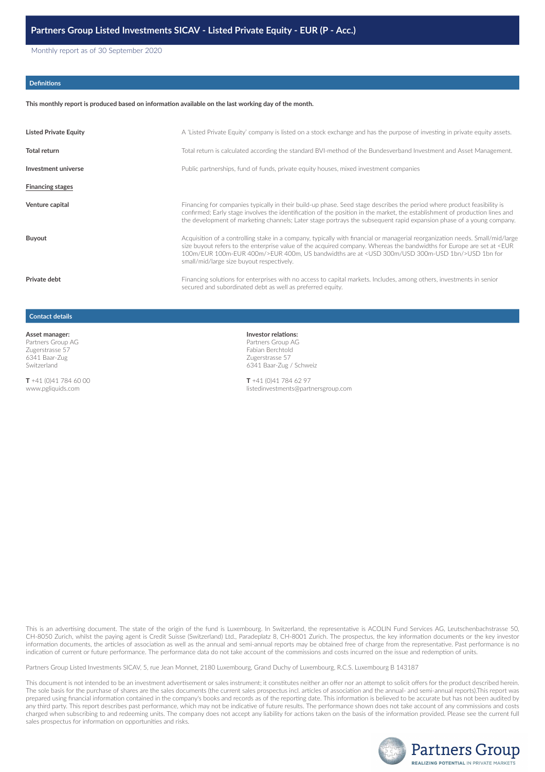# Partners Group Listed Investments SICAV - Listed Private Equity - EUR (P - Acc.)

Monthly report as of 30 September 2020

## Definitions

**This monthly report is produced based on information available on the last working day of the month.**

**Listed Private Equity**
A 'Listed Private Equity' company is listed on a stock exchange and has the purpose of investing in private equity assets.

**Total return**
Total return is calculated according the standard BVI-method of the Bundesverband Investment and Asset Management.

**Investment universe**
Public partnerships, fund of funds, private equity houses, mixed investment companies

**Financing stages**

**Venture capital**
Financing for companies typically in their build-up phase. Seed stage describes the period where product feasibility is confirmed; Early stage involves the identification of the position in the market, the establishment of production lines and the development of marketing channels; Later stage portrays the subsequent rapid expansion phase of a young company.

**Buyout**
Acquisition of a controlling stake in a company, typically with financial or managerial reorganization needs. Small/mid/large size buyout refers to the enterprise value of the acquired company. Whereas the bandwidths for Europe are set at <EUR 100m/EUR 100m-EUR 400m/>EUR 400m, US bandwidths are at <USD 300m/USD 300m-USD 1bn/>USD 1bn for small/mid/large size buyout respectively.

**Private debt**
Financing solutions for enterprises with no access to capital markets. Includes, among others, investments in senior secured and subordinated debt as well as preferred equity.

## Contact details

**Asset manager:**
Partners Group AG
Zugerstrasse 57
6341 Baar-Zug
Switzerland

**T** +41 (0)41 784 60 00
www.pgliquids.com

**Investor relations:**
Partners Group AG
Fabian Berchtold
Zugerstrasse 57
6341 Baar-Zug / Schweiz

**T** +41 (0)41 784 62 97
listedinvestments@partnersgroup.com

This is an advertising document. The state of the origin of the fund is Luxembourg. In Switzerland, the representative is ACOLIN Fund Services AG, Leutschenbachstrasse 50, CH-8050 Zurich, whilst the paying agent is Credit Suisse (Switzerland) Ltd., Paradeplatz 8, CH-8001 Zurich. The prospectus, the key information documents or the key investor information documents, the articles of association as well as the annual and semi-annual reports may be obtained free of charge from the representative. Past performance is no indication of current or future performance. The performance data do not take account of the commissions and costs incurred on the issue and redemption of units.

Partners Group Listed Investments SICAV, 5, rue Jean Monnet, 2180 Luxembourg, Grand Duchy of Luxembourg, R.C.S. Luxembourg B 143187

This document is not intended to be an investment advertisement or sales instrument; it constitutes neither an offer nor an attempt to solicit offers for the product described herein. The sole basis for the purchase of shares are the sales documents (the current sales prospectus incl. articles of association and the annual- and semi-annual reports).This report was prepared using financial information contained in the company's books and records as of the reporting date. This information is believed to be accurate but has not been audited by any third party. This report describes past performance, which may not be indicative of future results. The performance shown does not take account of any commissions and costs charged when subscribing to and redeeming units. The company does not accept any liability for actions taken on the basis of the information provided. Please see the current full sales prospectus for information on opportunities and risks.

Partners Group
REALIZING POTENTIAL IN PRIVATE MARKETS